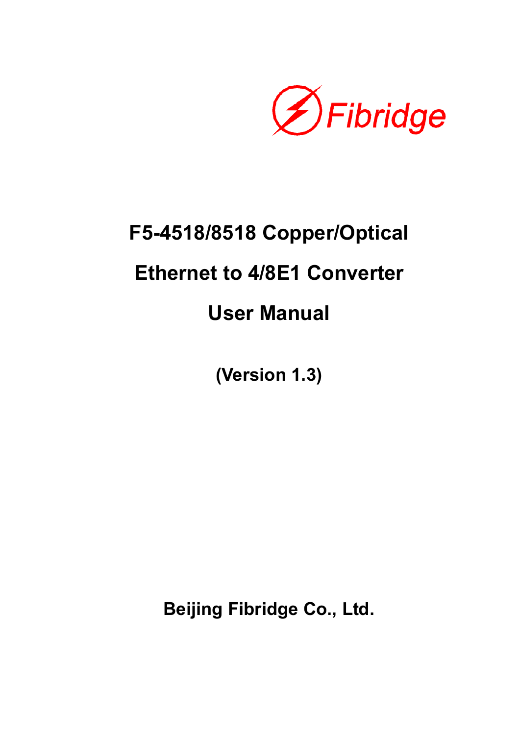Fibridge

# F5-4518/8518 Copper/Optical Ethernet to 4/8E1 Converter User Manual

**(Version 1.3)**

**Beijing Fibridge Co., Ltd.**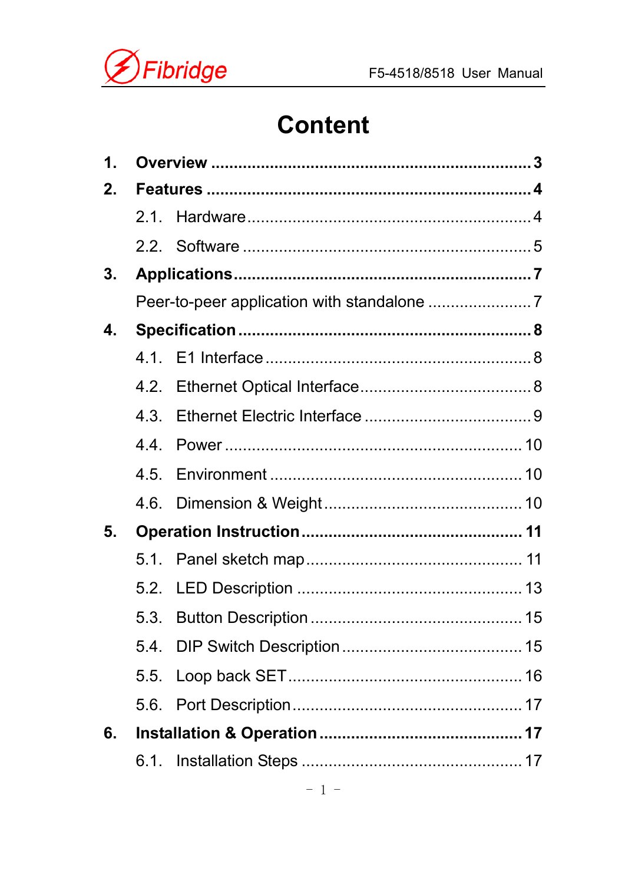# Content

**1. Overview ........................................................................ 3**

**2. Features ........................................................................ 4**

2.1. Hardware ........................................................................ 4

2.2. Software ........................................................................ 5

**3. Applications ........................................................................ 7**

Peer-to-peer application with standalone ........................ 7

**4. Specification ........................................................................ 8**

4.1. E1 Interface ........................................................................ 8

4.2. Ethernet Optical Interface ........................................ 8

4.3. Ethernet Electric Interface ........................................ 9

4.4. Power ........................................................................ 10

4.5. Environment ........................................................................ 10

4.6. Dimension & Weight ................................................ 10

**5. Operation Instruction ................................................ 11**

5.1. Panel sketch map ................................................ 11

5.2. LED Description ................................................ 13

5.3. Button Description ................................................ 15

5.4. DIP Switch Description ........................................ 15

5.5. Loop back SET ................................................ 16

5.6. Port Description ................................................ 17

**6. Installation & Operation ................................................ 17**

6.1. Installation Steps ................................................ 17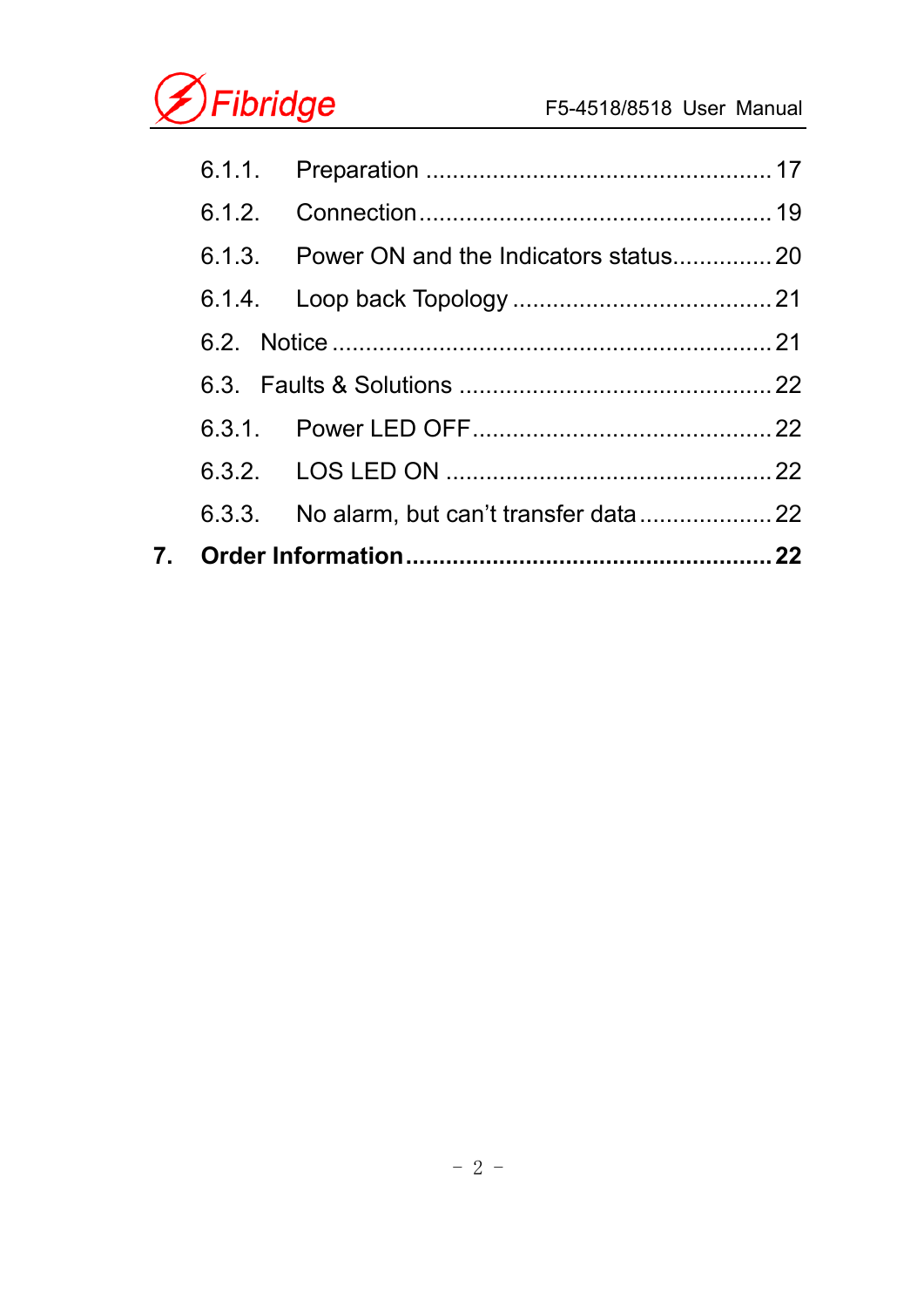6.1.1. Preparation .................................................... 17

6.1.2. Connection..................................................... 19

6.1.3. Power ON and the Indicators status............... 20

6.1.4. Loop back Topology ....................................... 21

6.2. Notice ................................................................. 21

6.3. Faults & Solutions ............................................... 22

6.3.1. Power LED OFF............................................. 22

6.3.2. LOS LED ON ................................................. 22

6.3.3. No alarm, but can't transfer data.................... 22

**7. Order Information...................................................... 22**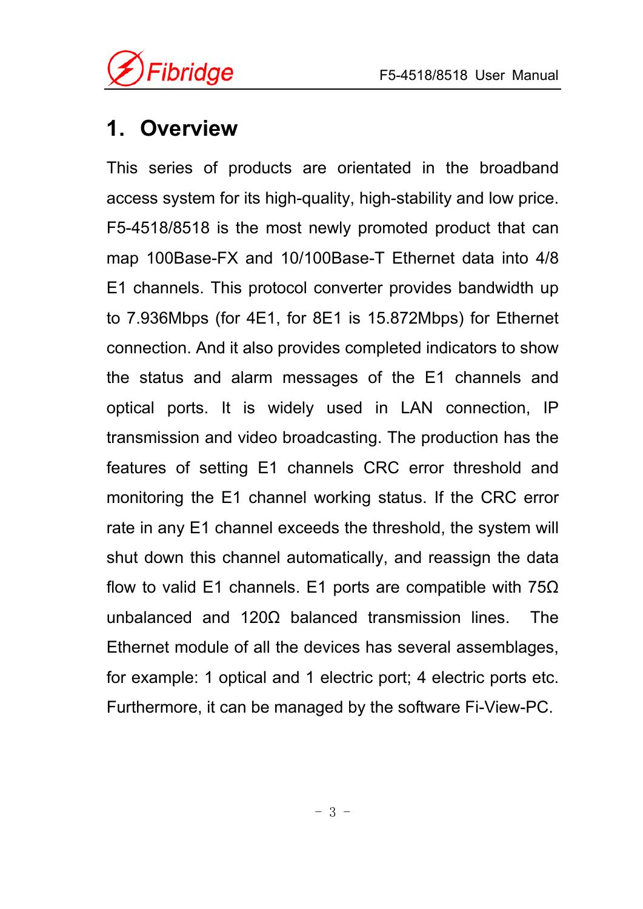# 1. Overview

This series of products are orientated in the broadband access system for its high-quality, high-stability and low price. F5-4518/8518 is the most newly promoted product that can map 100Base-FX and 10/100Base-T Ethernet data into 4/8 E1 channels. This protocol converter provides bandwidth up to 7.936Mbps (for 4E1, for 8E1 is 15.872Mbps) for Ethernet connection. And it also provides completed indicators to show the status and alarm messages of the E1 channels and optical ports. It is widely used in LAN connection, IP transmission and video broadcasting. The production has the features of setting E1 channels CRC error threshold and monitoring the E1 channel working status. If the CRC error rate in any E1 channel exceeds the threshold, the system will shut down this channel automatically, and reassign the data flow to valid E1 channels. E1 ports are compatible with 75Ω unbalanced and 120Ω balanced transmission lines. The Ethernet module of all the devices has several assemblages, for example: 1 optical and 1 electric port; 4 electric ports etc. Furthermore, it can be managed by the software Fi-View-PC.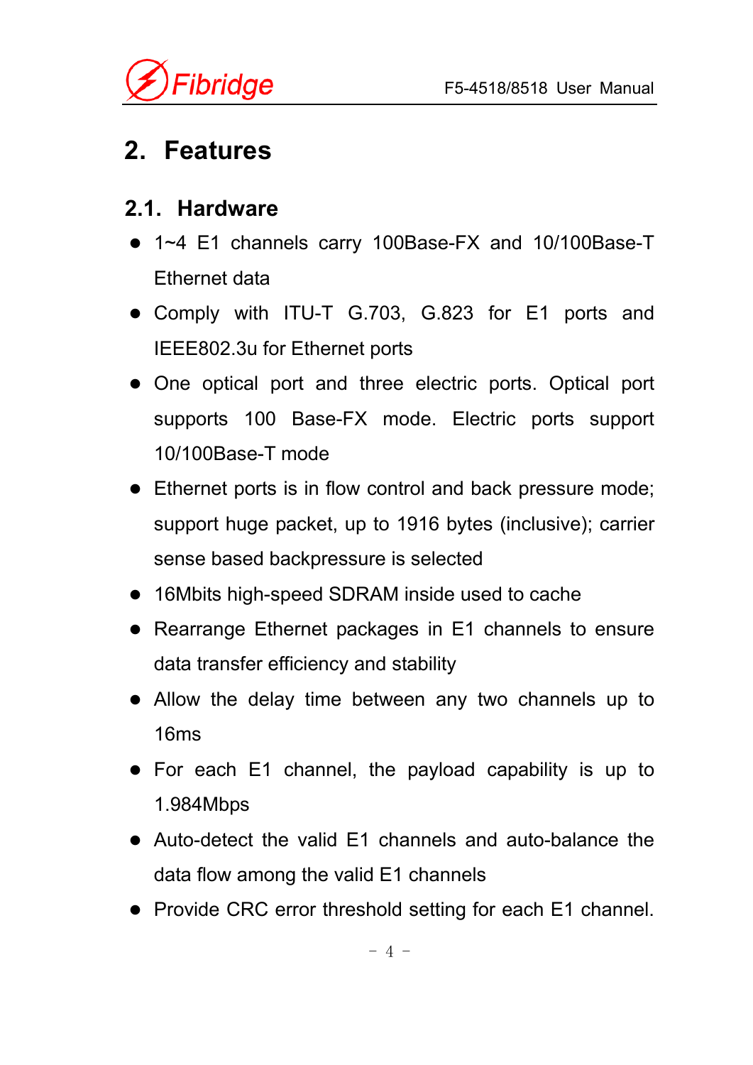# 2. Features

## 2.1. Hardware

- 1~4 E1 channels carry 100Base-FX and 10/100Base-T Ethernet data
- Comply with ITU-T G.703, G.823 for E1 ports and IEEE802.3u for Ethernet ports
- One optical port and three electric ports. Optical port supports 100 Base-FX mode. Electric ports support 10/100Base-T mode
- Ethernet ports is in flow control and back pressure mode; support huge packet, up to 1916 bytes (inclusive); carrier sense based backpressure is selected
- 16Mbits high-speed SDRAM inside used to cache
- Rearrange Ethernet packages in E1 channels to ensure data transfer efficiency and stability
- Allow the delay time between any two channels up to 16ms
- For each E1 channel, the payload capability is up to 1.984Mbps
- Auto-detect the valid E1 channels and auto-balance the data flow among the valid E1 channels
- Provide CRC error threshold setting for each E1 channel.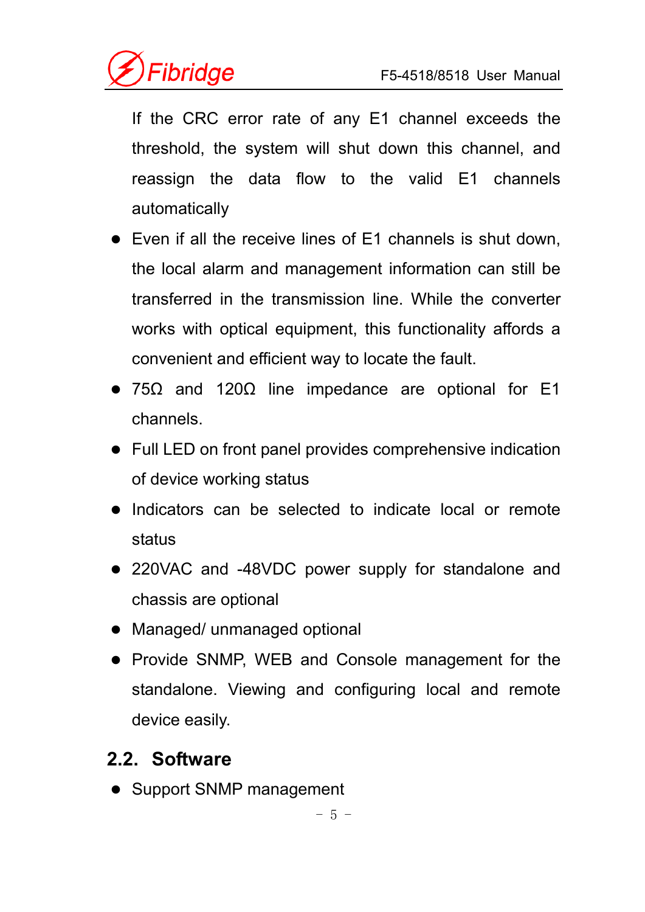If the CRC error rate of any E1 channel exceeds the threshold, the system will shut down this channel, and reassign the data flow to the valid E1 channels automatically

- Even if all the receive lines of E1 channels is shut down, the local alarm and management information can still be transferred in the transmission line. While the converter works with optical equipment, this functionality affords a convenient and efficient way to locate the fault.
- 75Ω and 120Ω line impedance are optional for E1 channels.
- Full LED on front panel provides comprehensive indication of device working status
- Indicators can be selected to indicate local or remote status
- 220VAC and -48VDC power supply for standalone and chassis are optional
- Managed/ unmanaged optional
- Provide SNMP, WEB and Console management for the standalone. Viewing and configuring local and remote device easily.

## 2.2. Software

- Support SNMP management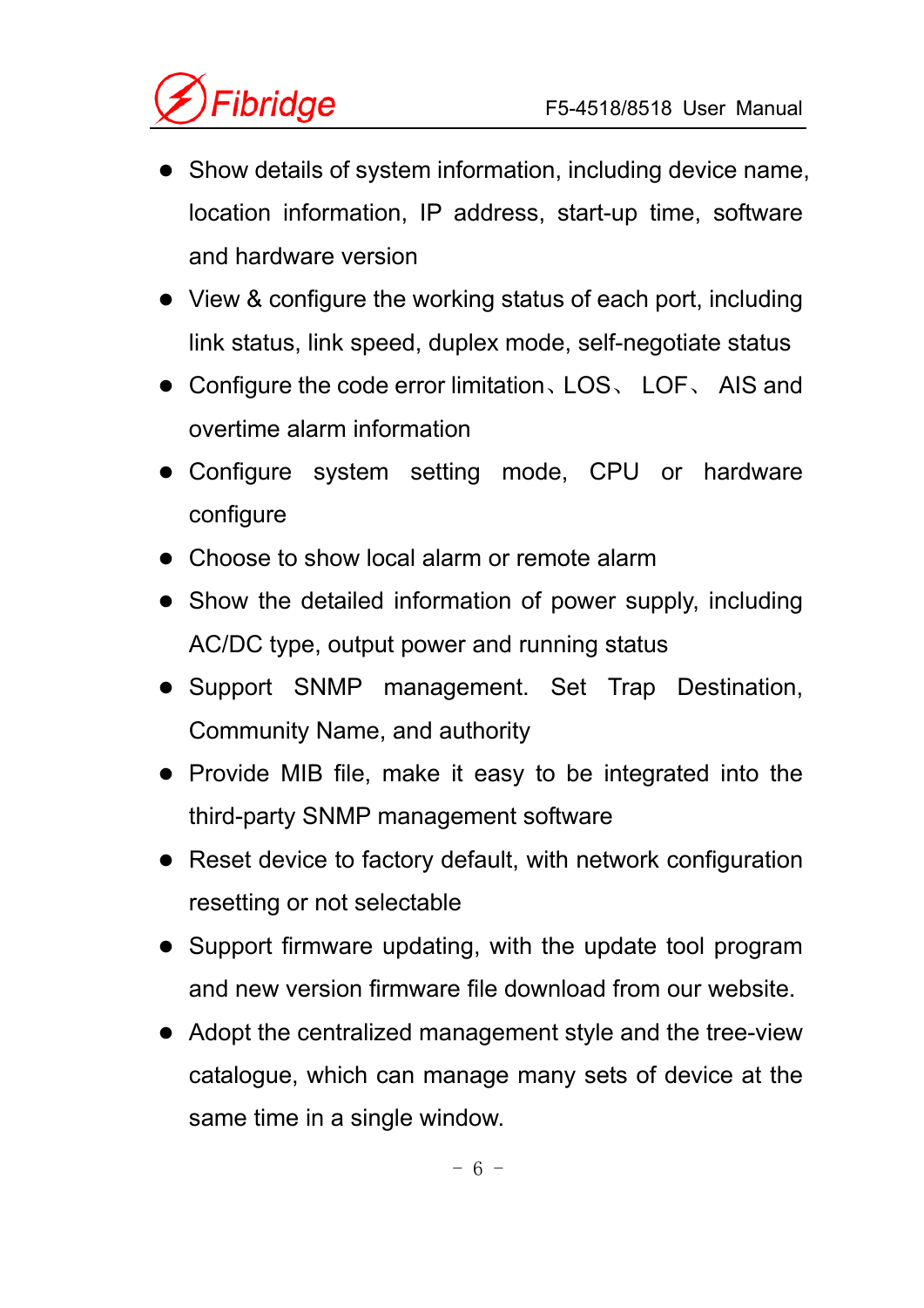- Show details of system information, including device name, location information, IP address, start-up time, software and hardware version
- View & configure the working status of each port, including link status, link speed, duplex mode, self-negotiate status
- Configure the code error limitation、LOS、 LOF、 AIS and overtime alarm information
- Configure system setting mode, CPU or hardware configure
- Choose to show local alarm or remote alarm
- Show the detailed information of power supply, including AC/DC type, output power and running status
- Support SNMP management. Set Trap Destination, Community Name, and authority
- Provide MIB file, make it easy to be integrated into the third-party SNMP management software
- Reset device to factory default, with network configuration resetting or not selectable
- Support firmware updating, with the update tool program and new version firmware file download from our website.
- Adopt the centralized management style and the tree-view catalogue, which can manage many sets of device at the same time in a single window.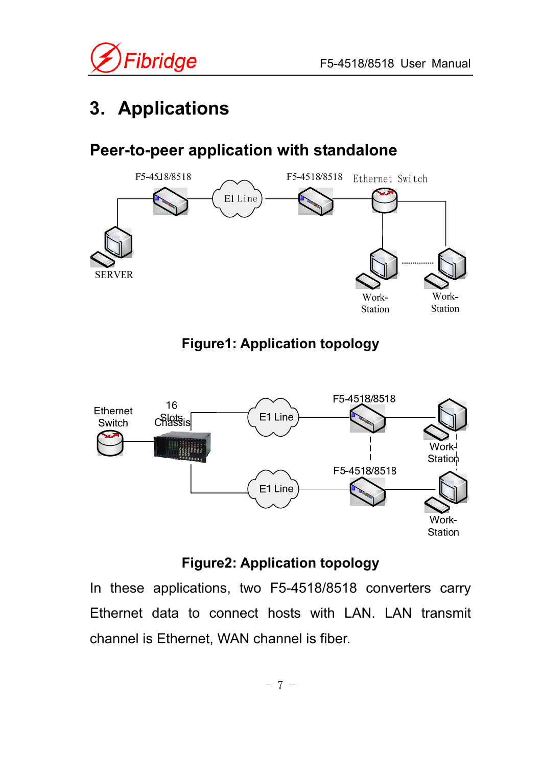# 3. Applications

## Peer-to-peer application with standalone

**Figure1: Application topology**

**Figure2: Application topology**

In these applications, two F5-4518/8518 converters carry Ethernet data to connect hosts with LAN. LAN transmit channel is Ethernet, WAN channel is fiber.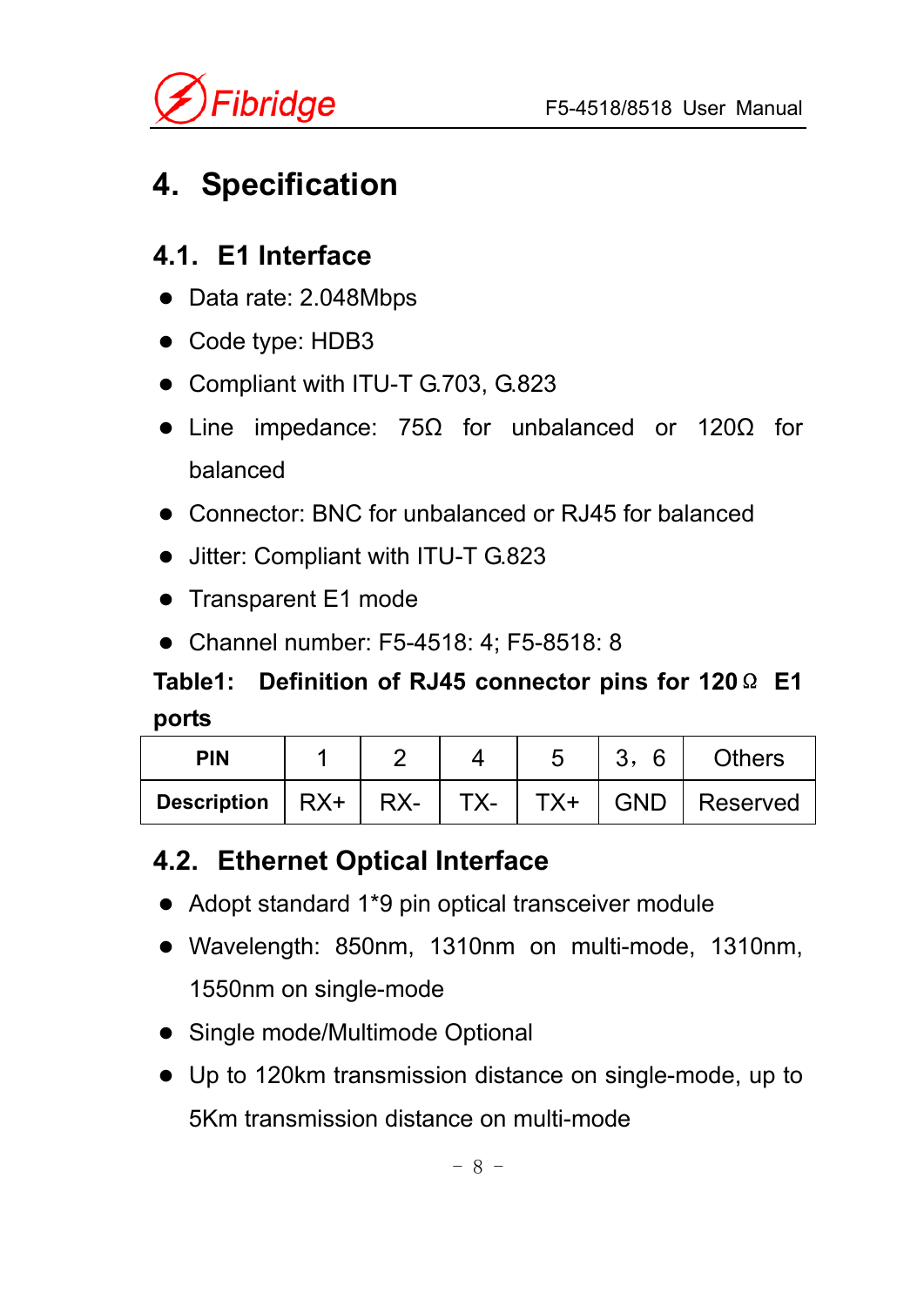# 4. Specification

## 4.1. E1 Interface

- Data rate: 2.048Mbps
- Code type: HDB3
- Compliant with ITU-T G.703, G.823
- Line impedance: 75Ω for unbalanced or 120Ω for balanced
- Connector: BNC for unbalanced or RJ45 for balanced
- Jitter: Compliant with ITU-T G.823
- Transparent E1 mode
- Channel number: F5-4518: 4; F5-8518: 8

**Table1: Definition of RJ45 connector pins for 120Ω E1 ports**

| PIN | 1 | 2 | 4 | 5 | 3，6 | Others |
|---|---|---|---|---|---|---|
| **Description** | RX+ | RX- | TX- | TX+ | GND | Reserved |

## 4.2. Ethernet Optical Interface

- Adopt standard 1*9 pin optical transceiver module
- Wavelength: 850nm, 1310nm on multi-mode, 1310nm, 1550nm on single-mode
- Single mode/Multimode Optional
- Up to 120km transmission distance on single-mode, up to 5Km transmission distance on multi-mode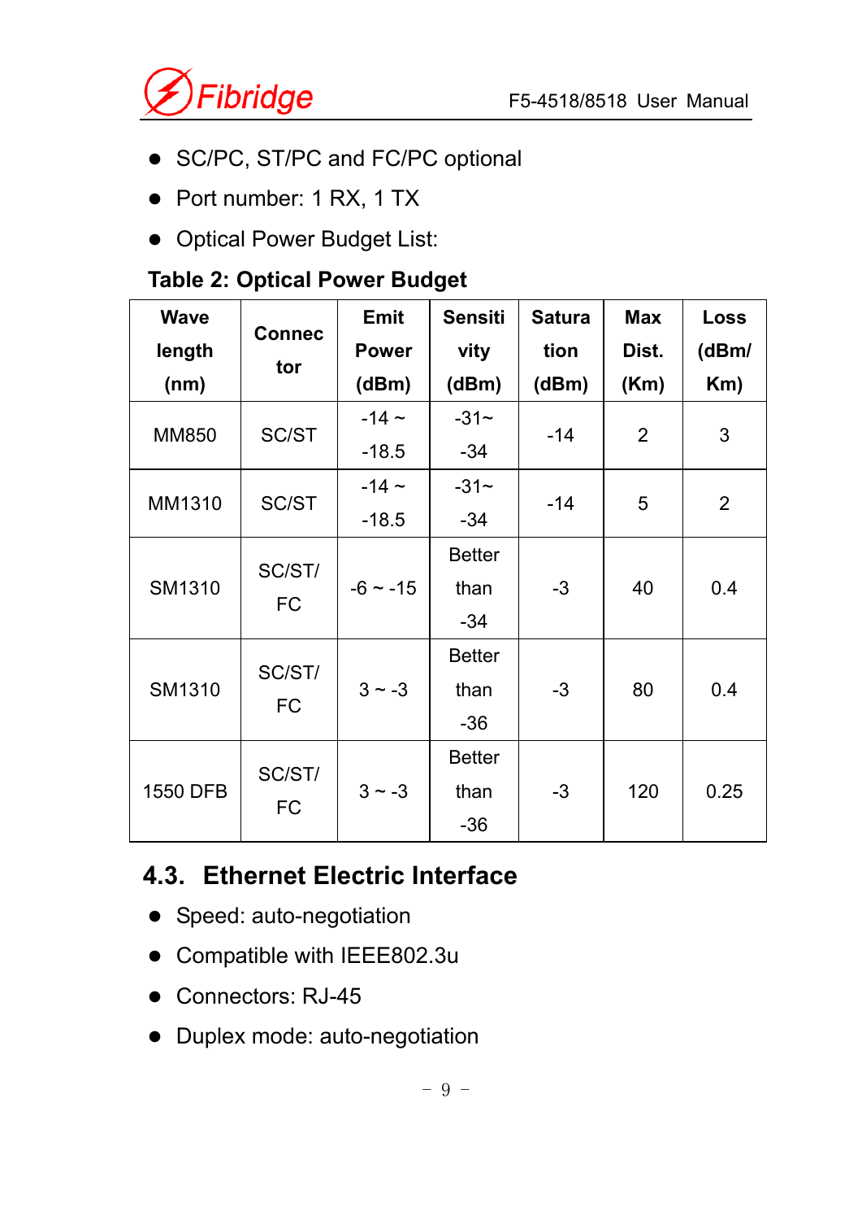- SC/PC, ST/PC and FC/PC optional
- Port number: 1 RX, 1 TX
- Optical Power Budget List:

**Table 2: Optical Power Budget**

| Wave length (nm) | Connector | Emit Power (dBm) | Sensitivity (dBm) | Saturation (dBm) | Max Dist. (Km) | Loss (dBm/Km) |
|---|---|---|---|---|---|---|
| MM850 | SC/ST | -14 ~ -18.5 | -31~ -34 | -14 | 2 | 3 |
| MM1310 | SC/ST | -14 ~ -18.5 | -31~ -34 | -14 | 5 | 2 |
| SM1310 | SC/ST/FC | -6 ~ -15 | Better than -34 | -3 | 40 | 0.4 |
| SM1310 | SC/ST/FC | 3 ~ -3 | Better than -36 | -3 | 80 | 0.4 |
| 1550 DFB | SC/ST/FC | 3 ~ -3 | Better than -36 | -3 | 120 | 0.25 |

## 4.3. Ethernet Electric Interface

- Speed: auto-negotiation
- Compatible with IEEE802.3u
- Connectors: RJ-45
- Duplex mode: auto-negotiation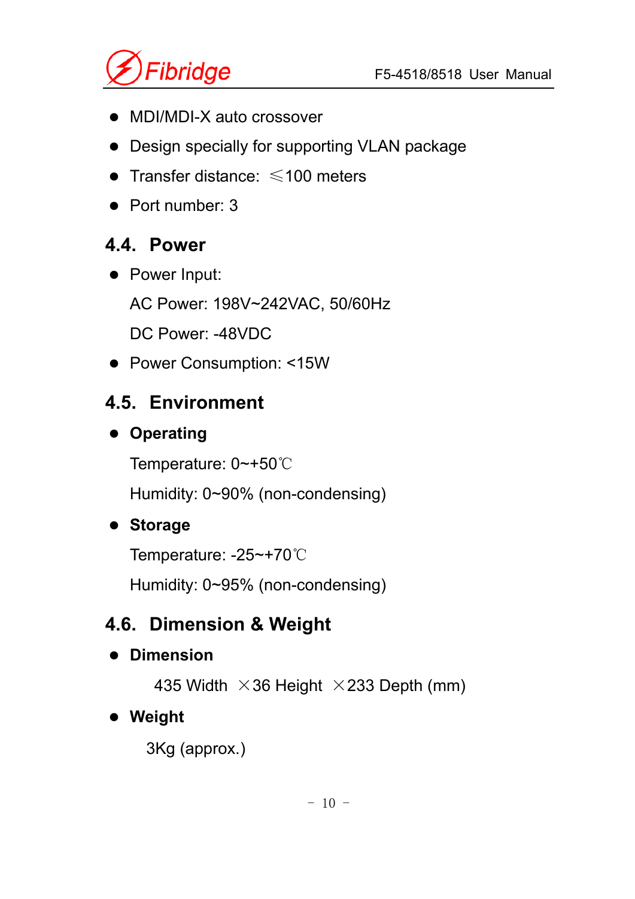- MDI/MDI-X auto crossover
- Design specially for supporting VLAN package
- Transfer distance: ≤100 meters
- Port number: 3

## 4.4. Power

- Power Input:

  AC Power: 198V~242VAC, 50/60Hz

  DC Power: -48VDC

- Power Consumption: <15W

## 4.5. Environment

- **Operating**

  Temperature: 0~+50℃

  Humidity: 0~90% (non-condensing)

- **Storage**

  Temperature: -25~+70℃

  Humidity: 0~95% (non-condensing)

## 4.6. Dimension & Weight

- **Dimension**

  435 Width ×36 Height ×233 Depth (mm)

- **Weight**

  3Kg (approx.)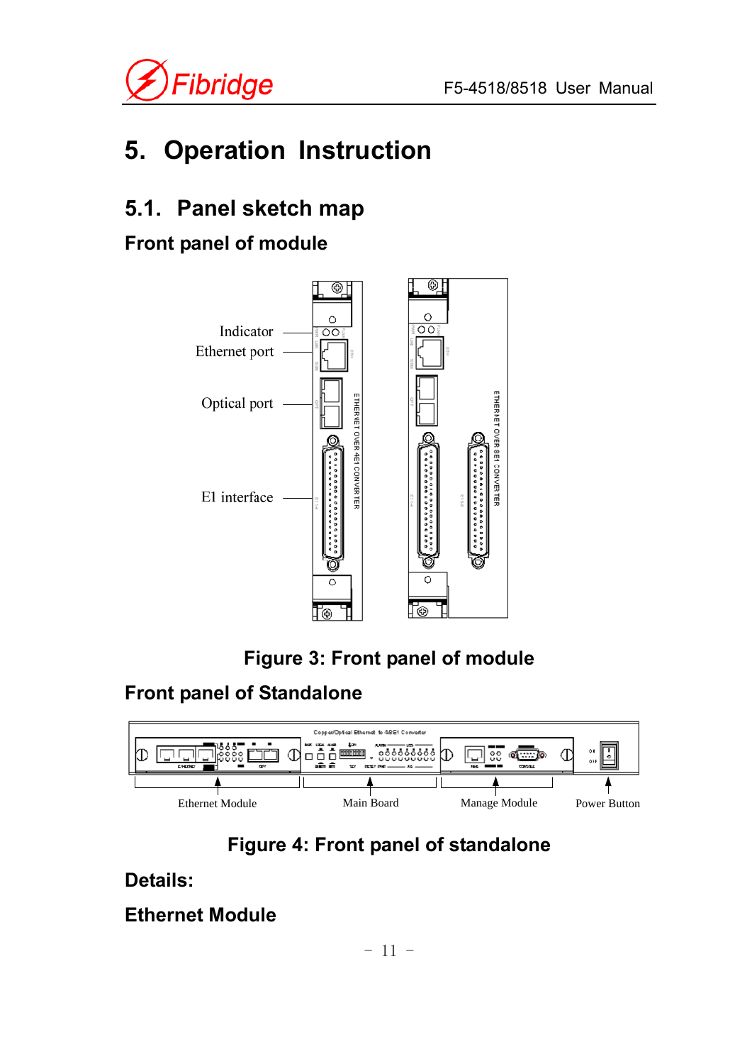# 5. Operation Instruction

## 5.1. Panel sketch map

### Front panel of module

Indicator
Ethernet port
Optical port
E1 interface

Figure 3: Front panel of module

### Front panel of Standalone

Ethernet Module
Main Board
Manage Module
Power Button

Figure 4: Front panel of standalone

### Details:

### Ethernet Module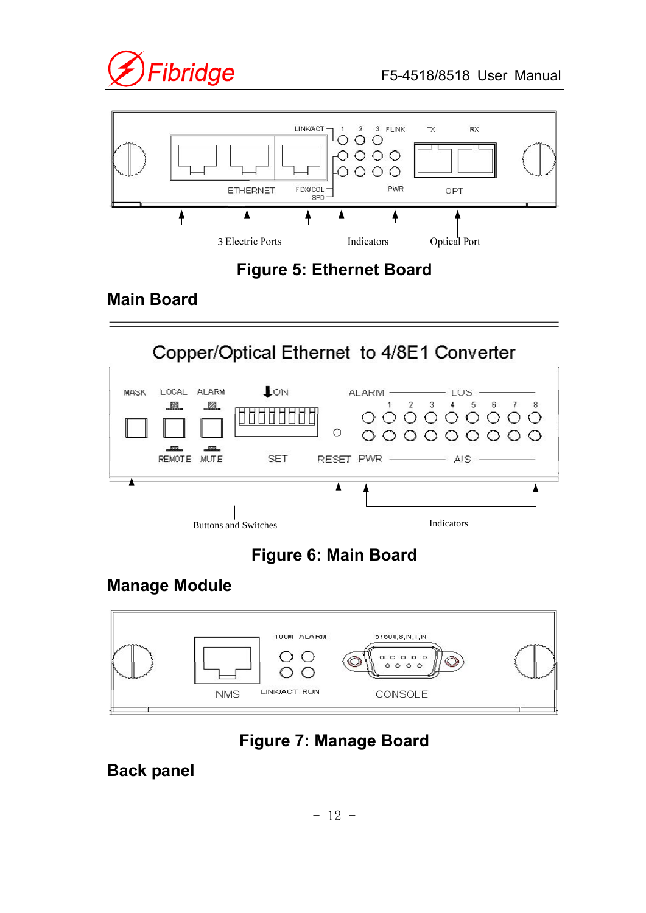Figure 5: Ethernet Board

## Main Board

Figure 6: Main Board

## Manage Module

Figure 7: Manage Board

## Back panel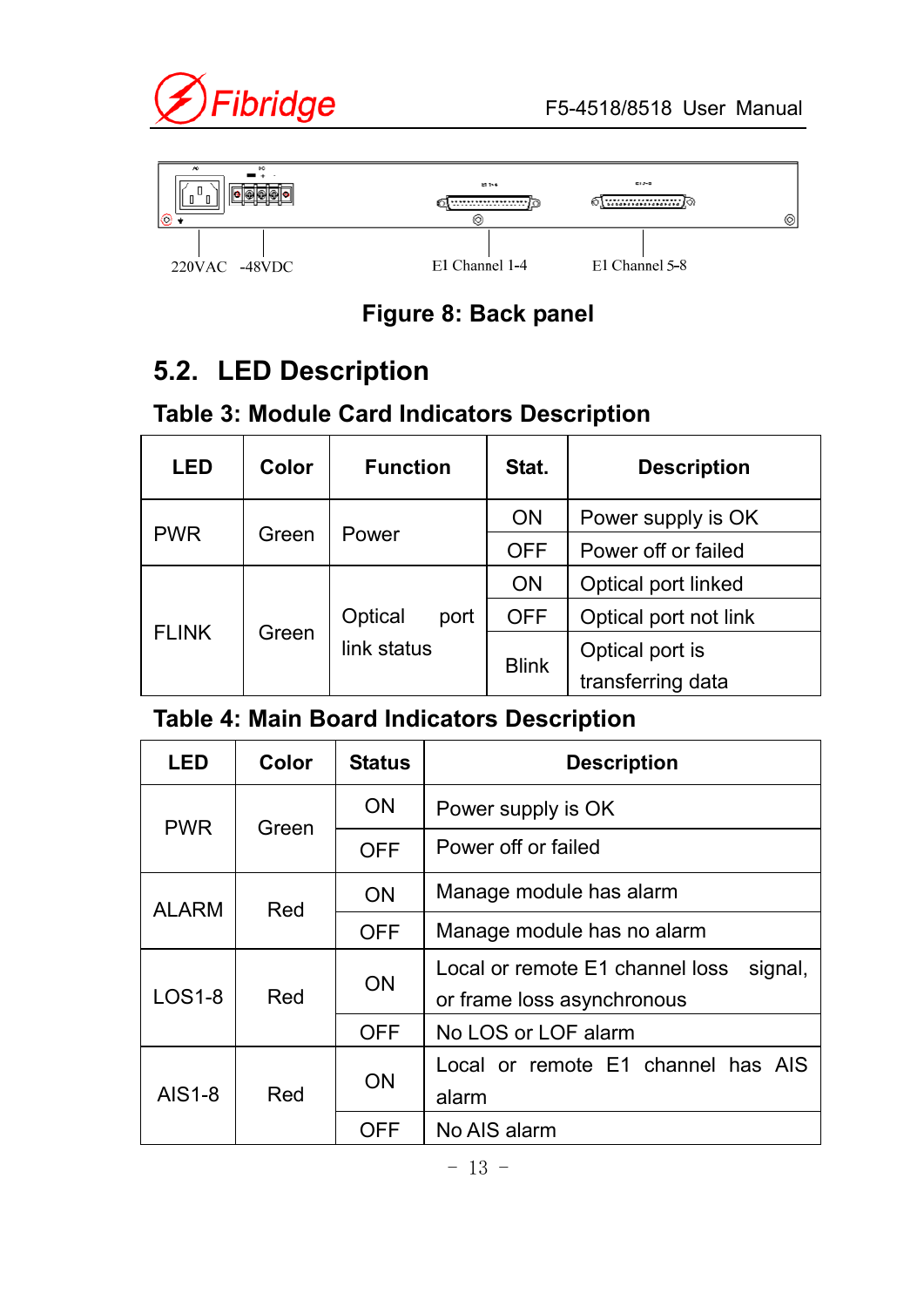220VAC -48VDC E1 Channel 1-4 E1 Channel 5-8

**Figure 8: Back panel**

## 5.2. LED Description

### Table 3: Module Card Indicators Description

| LED | Color | Function | Stat. | Description |
|---|---|---|---|---|
| PWR | Green | Power | ON | Power supply is OK |
| | | | OFF | Power off or failed |
| FLINK | Green | Optical port link status | ON | Optical port linked |
| | | | OFF | Optical port not link |
| | | | Blink | Optical port is transferring data |

### Table 4: Main Board Indicators Description

| LED | Color | Status | Description |
|---|---|---|---|
| PWR | Green | ON | Power supply is OK |
| | | OFF | Power off or failed |
| ALARM | Red | ON | Manage module has alarm |
| | | OFF | Manage module has no alarm |
| LOS1-8 | Red | ON | Local or remote E1 channel loss signal, or frame loss asynchronous |
| | | OFF | No LOS or LOF alarm |
| AIS1-8 | Red | ON | Local or remote E1 channel has AIS alarm |
| | | OFF | No AIS alarm |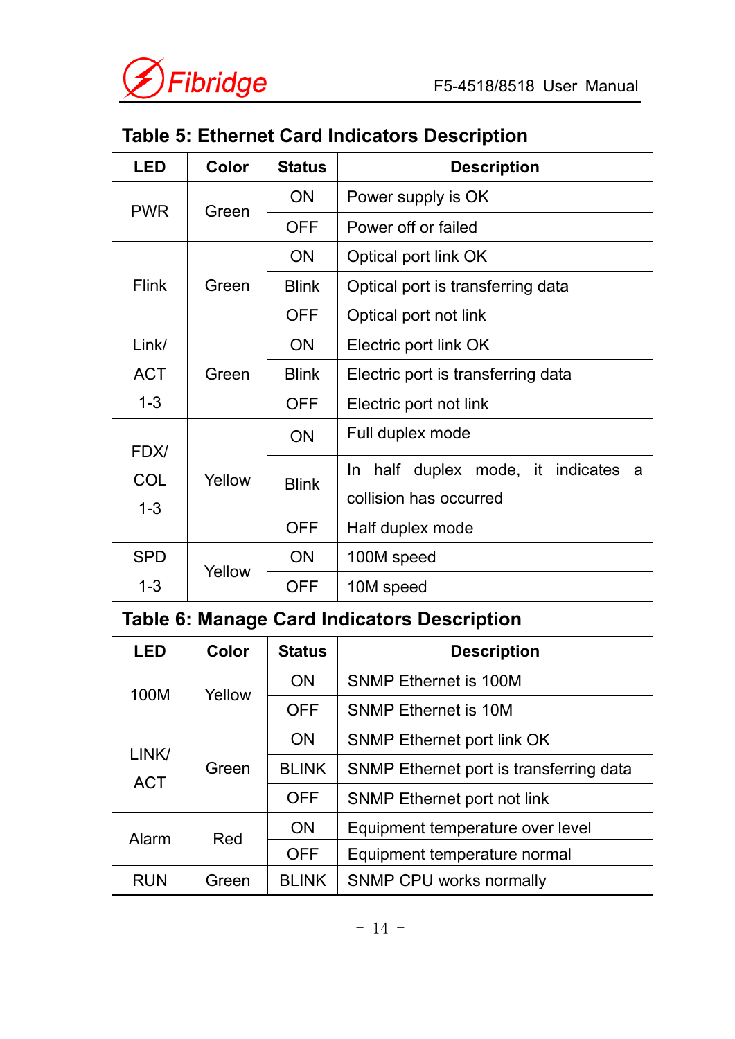**Table 5: Ethernet Card Indicators Description**

| LED | Color | Status | Description |
|---|---|---|---|
| PWR | Green | ON | Power supply is OK |
| | | OFF | Power off or failed |
| Flink | Green | ON | Optical port link OK |
| | | Blink | Optical port is transferring data |
| | | OFF | Optical port not link |
| Link/ ACT 1-3 | Green | ON | Electric port link OK |
| | | Blink | Electric port is transferring data |
| | | OFF | Electric port not link |
| FDX/ COL 1-3 | Yellow | ON | Full duplex mode |
| | | Blink | In half duplex mode, it indicates a collision has occurred |
| | | OFF | Half duplex mode |
| SPD 1-3 | Yellow | ON | 100M speed |
| | | OFF | 10M speed |

**Table 6: Manage Card Indicators Description**

| LED | Color | Status | Description |
|---|---|---|---|
| 100M | Yellow | ON | SNMP Ethernet is 100M |
| | | OFF | SNMP Ethernet is 10M |
| LINK/ ACT | Green | ON | SNMP Ethernet port link OK |
| | | BLINK | SNMP Ethernet port is transferring data |
| | | OFF | SNMP Ethernet port not link |
| Alarm | Red | ON | Equipment temperature over level |
| | | OFF | Equipment temperature normal |
| RUN | Green | BLINK | SNMP CPU works normally |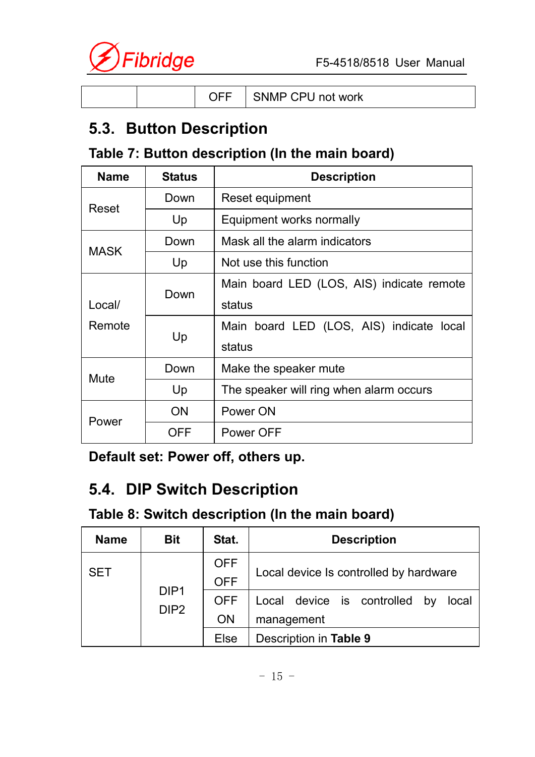| | | OFF | SNMP CPU not work |
|---|---|---|---|

## 5.3. Button Description

**Table 7: Button description (In the main board)**

| Name | Status | Description |
|---|---|---|
| Reset | Down | Reset equipment |
| | Up | Equipment works normally |
| MASK | Down | Mask all the alarm indicators |
| | Up | Not use this function |
| Local/ Remote | Down | Main board LED (LOS, AIS) indicate remote status |
| | Up | Main board LED (LOS, AIS) indicate local status |
| Mute | Down | Make the speaker mute |
| | Up | The speaker will ring when alarm occurs |
| Power | ON | Power ON |
| | OFF | Power OFF |

**Default set: Power off, others up.**

## 5.4. DIP Switch Description

**Table 8: Switch description (In the main board)**

| Name | Bit | Stat. | Description |
|---|---|---|---|
| SET | DIP1 DIP2 | OFF OFF | Local device Is controlled by hardware |
| | | OFF ON | Local device is controlled by local management |
| | | Else | Description in **Table 9** |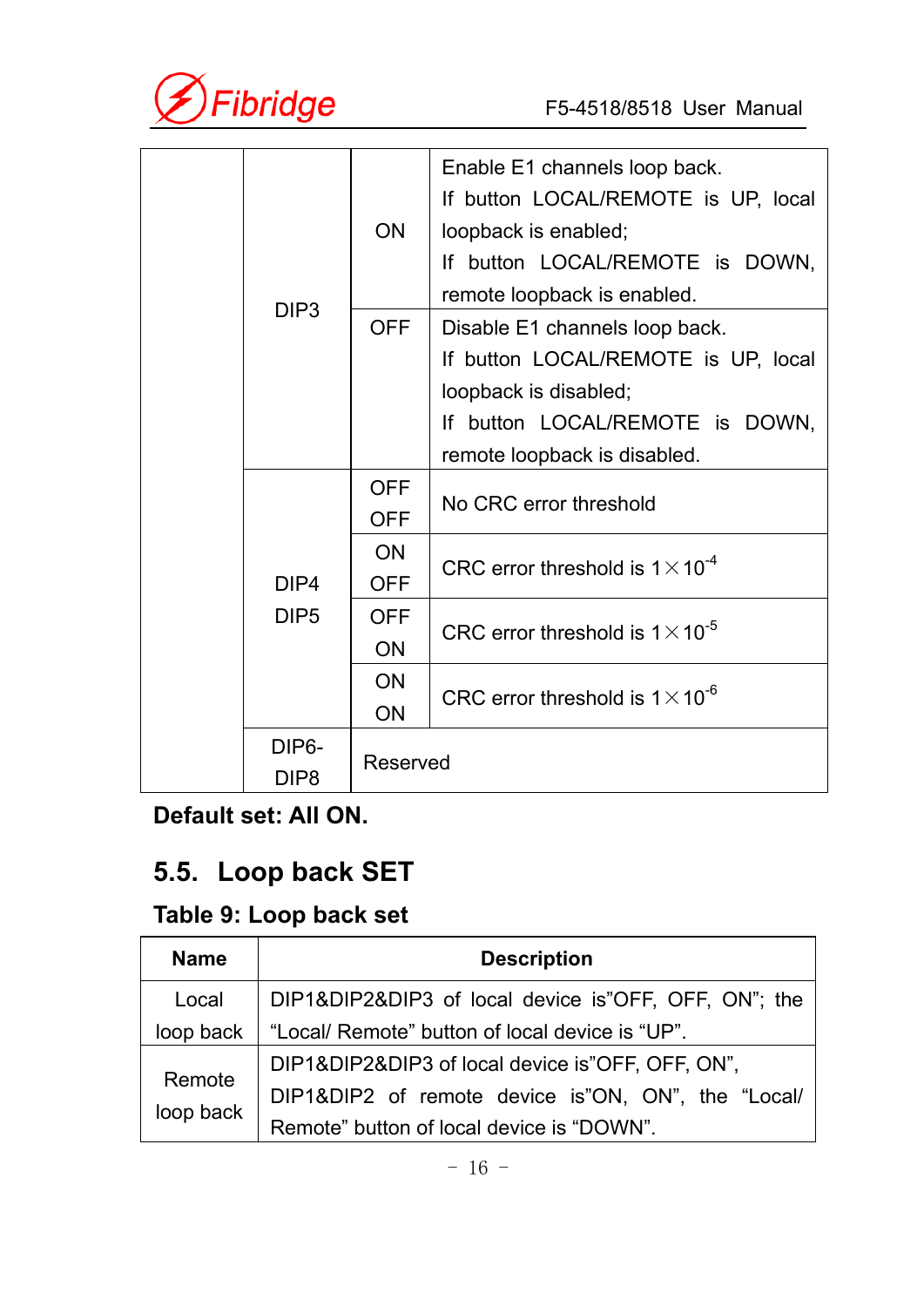| | | | |
|---|---|---|---|
| | DIP3 | ON | Enable E1 channels loop back. If button LOCAL/REMOTE is UP, local loopback is enabled; If button LOCAL/REMOTE is DOWN, remote loopback is enabled. |
| | | OFF | Disable E1 channels loop back. If button LOCAL/REMOTE is UP, local loopback is disabled; If button LOCAL/REMOTE is DOWN, remote loopback is disabled. |
| | DIP4 DIP5 | OFF OFF | No CRC error threshold |
| | | ON OFF | CRC error threshold is $1 \times 10^{-4}$ |
| | | OFF ON | CRC error threshold is $1 \times 10^{-5}$ |
| | | ON ON | CRC error threshold is $1 \times 10^{-6}$ |
| | DIP6-DIP8 | Reserved | |

**Default set: All ON.**

## 5.5. Loop back SET

**Table 9: Loop back set**

| Name | Description |
|---|---|
| Local loop back | DIP1&DIP2&DIP3 of local device is”OFF, OFF, ON”; the “Local/ Remote” button of local device is “UP”. |
| Remote loop back | DIP1&DIP2&DIP3 of local device is”OFF, OFF, ON”, DIP1&DIP2 of remote device is”ON, ON”, the “Local/ Remote” button of local device is “DOWN”. |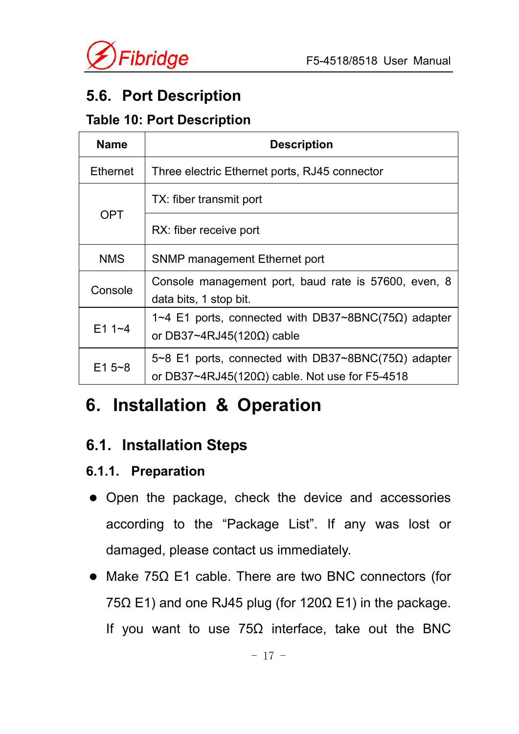## 5.6. Port Description

**Table 10: Port Description**

| Name | Description |
|---|---|
| Ethernet | Three electric Ethernet ports, RJ45 connector |
| OPT | TX: fiber transmit port |
| | RX: fiber receive port |
| NMS | SNMP management Ethernet port |
| Console | Console management port, baud rate is 57600, even, 8 data bits, 1 stop bit. |
| E1 1~4 | 1~4 E1 ports, connected with DB37~8BNC(75Ω) adapter or DB37~4RJ45(120Ω) cable |
| E1 5~8 | 5~8 E1 ports, connected with DB37~8BNC(75Ω) adapter or DB37~4RJ45(120Ω) cable. Not use for F5-4518 |

# 6. Installation & Operation

## 6.1. Installation Steps

### 6.1.1. Preparation

- Open the package, check the device and accessories according to the "Package List". If any was lost or damaged, please contact us immediately.
- Make 75Ω E1 cable. There are two BNC connectors (for 75Ω E1) and one RJ45 plug (for 120Ω E1) in the package. If you want to use 75Ω interface, take out the BNC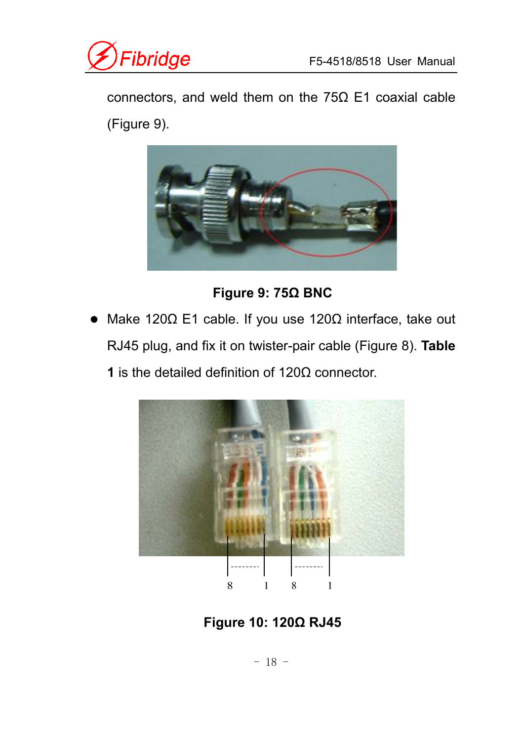connectors, and weld them on the 75Ω E1 coaxial cable (Figure 9).

**Figure 9: 75Ω BNC**

- Make 120Ω E1 cable. If you use 120Ω interface, take out RJ45 plug, and fix it on twister-pair cable (Figure 8). **Table 1** is the detailed definition of 120Ω connector.

8 1 8 1

**Figure 10: 120Ω RJ45**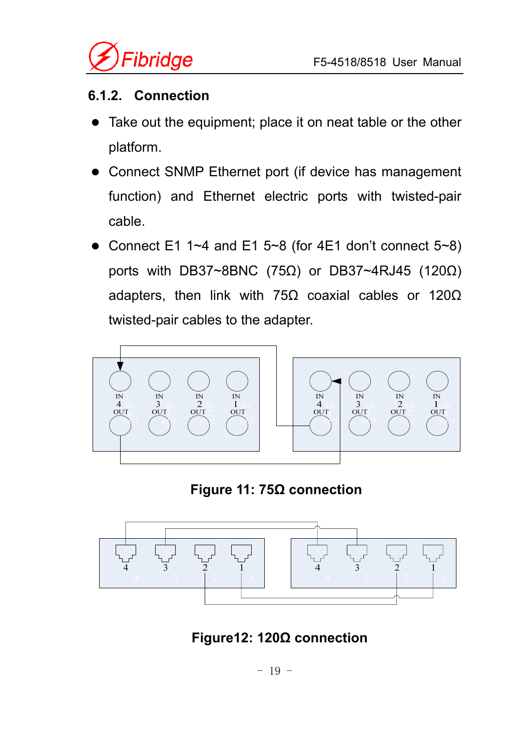### 6.1.2. Connection

- Take out the equipment; place it on neat table or the other platform.
- Connect SNMP Ethernet port (if device has management function) and Ethernet electric ports with twisted-pair cable.
- Connect E1 1~4 and E1 5~8 (for 4E1 don't connect 5~8) ports with DB37~8BNC (75Ω) or DB37~4RJ45 (120Ω) adapters, then link with 75Ω coaxial cables or 120Ω twisted-pair cables to the adapter.

**Figure 11: 75Ω connection**

**Figure12: 120Ω connection**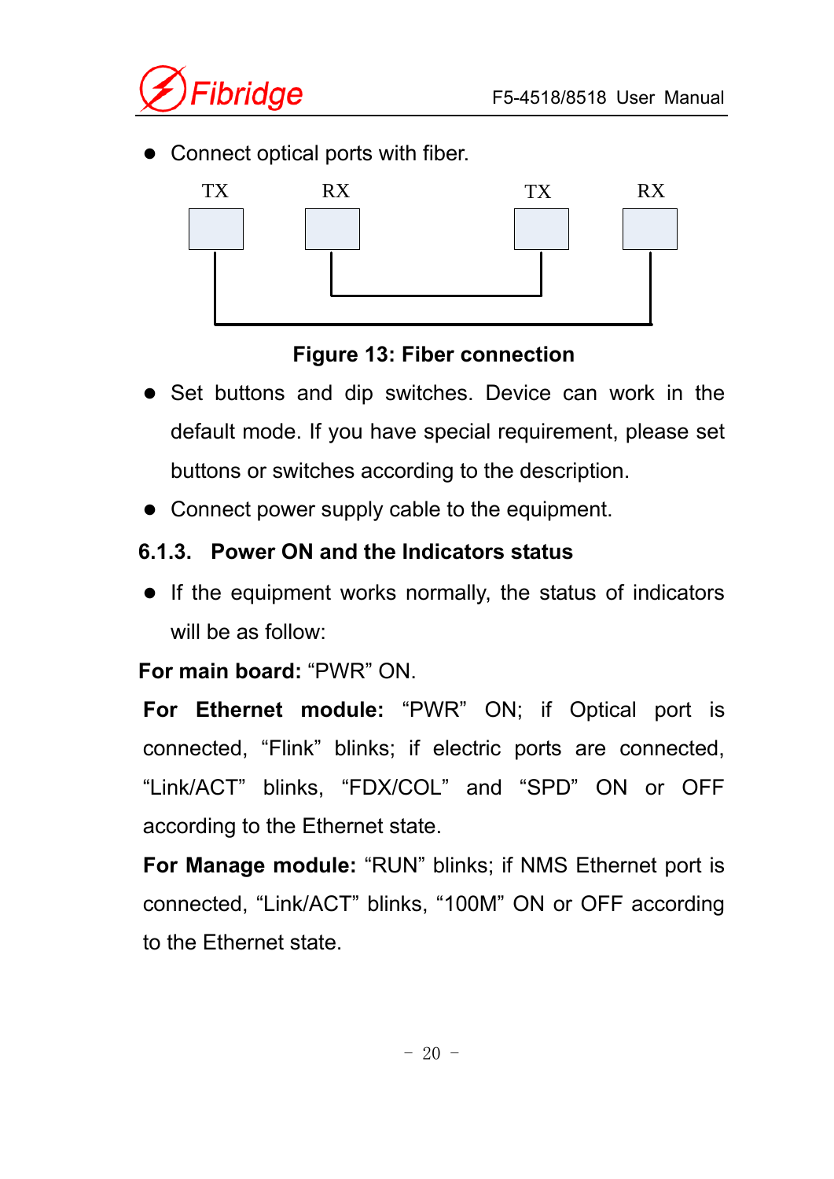- Connect optical ports with fiber.

TX RX TX RX

**Figure 13: Fiber connection**

- Set buttons and dip switches. Device can work in the default mode. If you have special requirement, please set buttons or switches according to the description.
- Connect power supply cable to the equipment.

### 6.1.3. Power ON and the Indicators status

- If the equipment works normally, the status of indicators will be as follow:

**For main board:** “PWR” ON.

**For Ethernet module:** “PWR” ON; if Optical port is connected, “Flink” blinks; if electric ports are connected, “Link/ACT” blinks, “FDX/COL” and “SPD” ON or OFF according to the Ethernet state.

**For Manage module:** “RUN” blinks; if NMS Ethernet port is connected, “Link/ACT” blinks, “100M” ON or OFF according to the Ethernet state.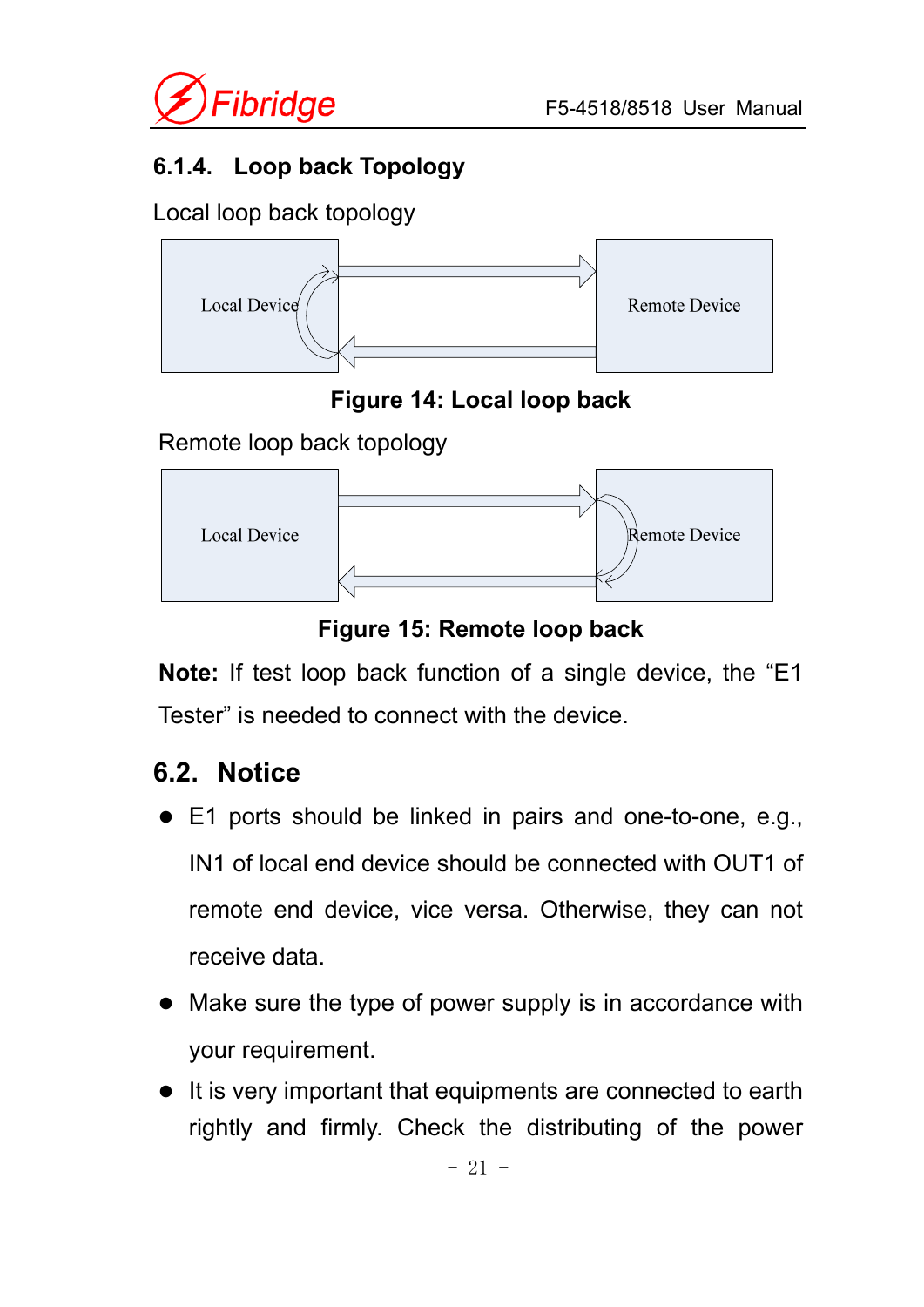### 6.1.4. Loop back Topology

Local loop back topology

Local Device

Remote Device

**Figure 14: Local loop back**

Remote loop back topology

Local Device

Remote Device

**Figure 15: Remote loop back**

**Note:** If test loop back function of a single device, the "E1 Tester" is needed to connect with the device.

## 6.2. Notice

- E1 ports should be linked in pairs and one-to-one, e.g., IN1 of local end device should be connected with OUT1 of remote end device, vice versa. Otherwise, they can not receive data.
- Make sure the type of power supply is in accordance with your requirement.
- It is very important that equipments are connected to earth rightly and firmly. Check the distributing of the power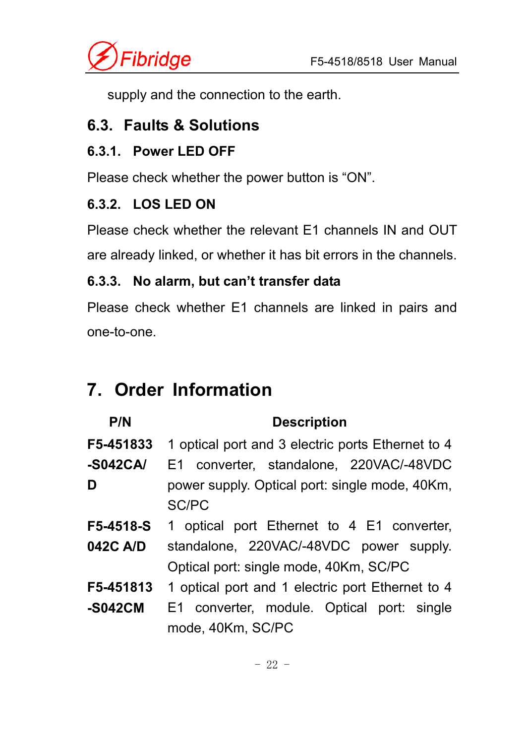supply and the connection to the earth.

## 6.3. Faults & Solutions

### 6.3.1. Power LED OFF

Please check whether the power button is "ON".

### 6.3.2. LOS LED ON

Please check whether the relevant E1 channels IN and OUT are already linked, or whether it has bit errors in the channels.

### 6.3.3. No alarm, but can't transfer data

Please check whether E1 channels are linked in pairs and one-to-one.

# 7. Order Information

| P/N | Description |
|---|---|
| **F5-451833-S042CA/D** | 1 optical port and 3 electric ports Ethernet to 4 E1 converter, standalone, 220VAC/-48VDC power supply. Optical port: single mode, 40Km, SC/PC |
| **F5-4518-S042C A/D** | 1 optical port Ethernet to 4 E1 converter, standalone, 220VAC/-48VDC power supply. Optical port: single mode, 40Km, SC/PC |
| **F5-451813-S042CM** | 1 optical port and 1 electric port Ethernet to 4 E1 converter, module. Optical port: single mode, 40Km, SC/PC |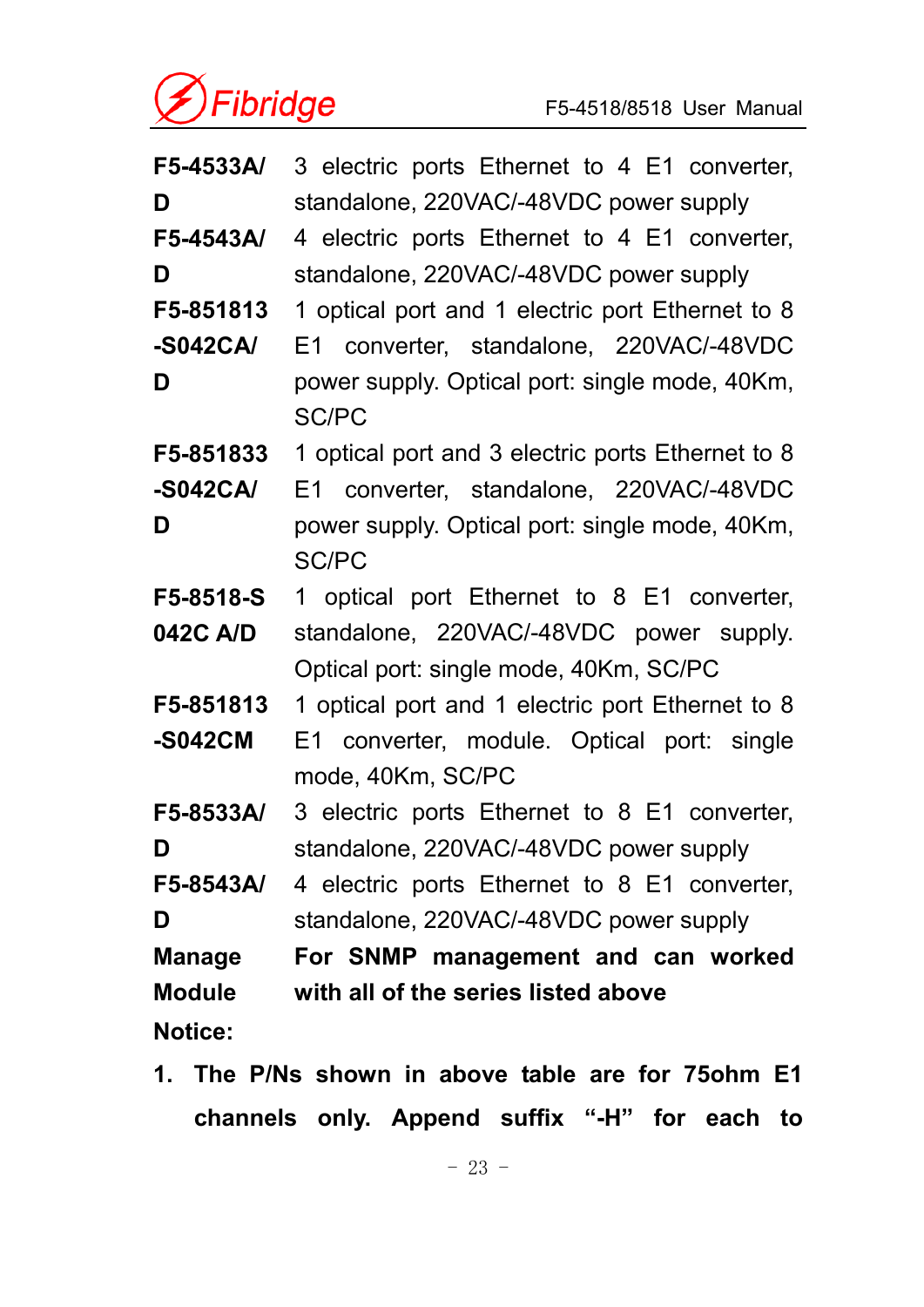| | |
|---|---|
| **F5-4533A/D** | 3 electric ports Ethernet to 4 E1 converter, standalone, 220VAC/-48VDC power supply |
| **F5-4543A/D** | 4 electric ports Ethernet to 4 E1 converter, standalone, 220VAC/-48VDC power supply |
| **F5-851813-S042CA/D** | 1 optical port and 1 electric port Ethernet to 8 E1 converter, standalone, 220VAC/-48VDC power supply. Optical port: single mode, 40Km, SC/PC |
| **F5-851833-S042CA/D** | 1 optical port and 3 electric ports Ethernet to 8 E1 converter, standalone, 220VAC/-48VDC power supply. Optical port: single mode, 40Km, SC/PC |
| **F5-8518-S042C A/D** | 1 optical port Ethernet to 8 E1 converter, standalone, 220VAC/-48VDC power supply. Optical port: single mode, 40Km, SC/PC |
| **F5-851813-S042CM** | 1 optical port and 1 electric port Ethernet to 8 E1 converter, module. Optical port: single mode, 40Km, SC/PC |
| **F5-8533A/D** | 3 electric ports Ethernet to 8 E1 converter, standalone, 220VAC/-48VDC power supply |
| **F5-8543A/D** | 4 electric ports Ethernet to 8 E1 converter, standalone, 220VAC/-48VDC power supply |
| **Manage Module** | **For SNMP management and can worked with all of the series listed above** |

**Notice:**

1. **The P/Ns shown in above table are for 75ohm E1 channels only. Append suffix "-H" for each to**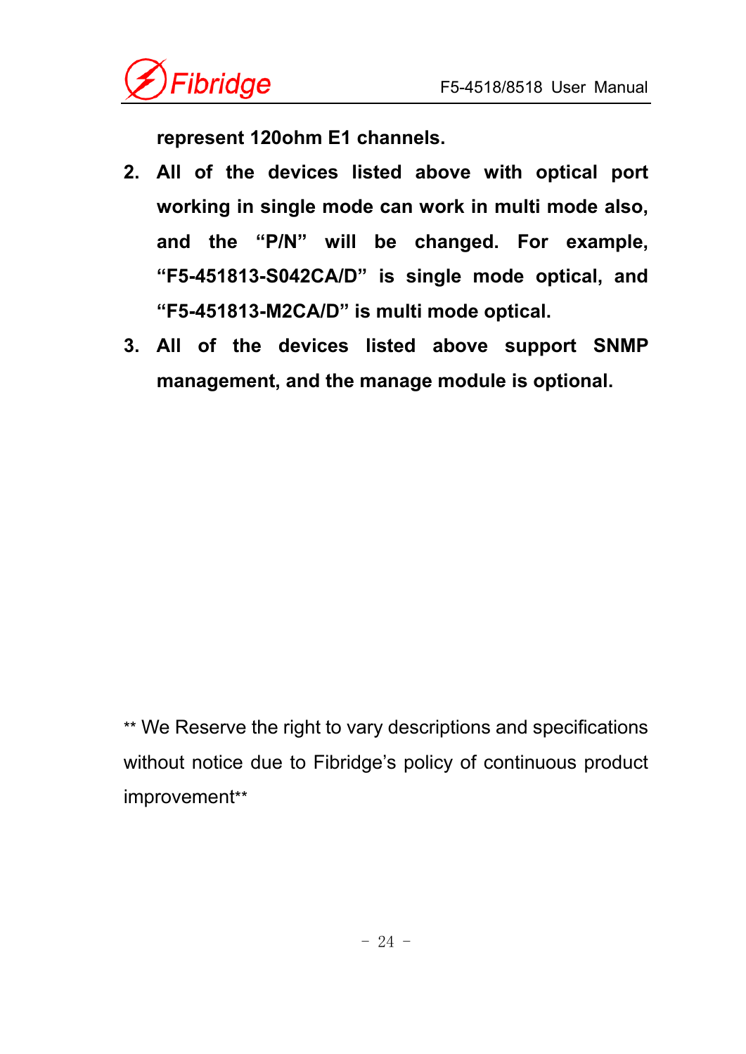**represent 120ohm E1 channels.**

2. **All of the devices listed above with optical port working in single mode can work in multi mode also, and the "P/N" will be changed. For example, "F5-451813-S042CA/D" is single mode optical, and "F5-451813-M2CA/D" is multi mode optical.**
3. **All of the devices listed above support SNMP management, and the manage module is optional.**

** We Reserve the right to vary descriptions and specifications without notice due to Fibridge's policy of continuous product improvement**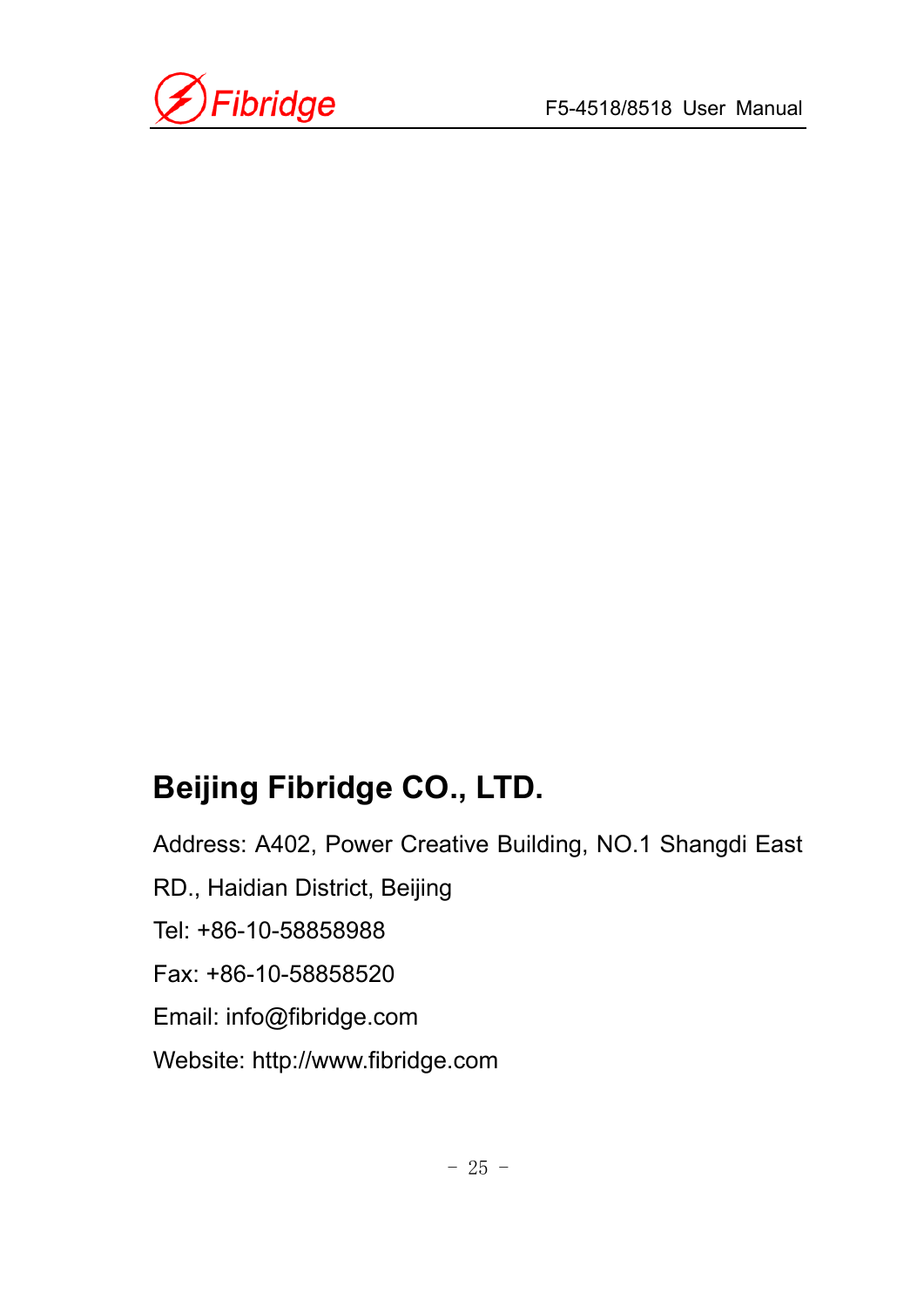## Beijing Fibridge CO., LTD.

Address: A402, Power Creative Building, NO.1 Shangdi East RD., Haidian District, Beijing

Tel: +86-10-58858988

Fax: +86-10-58858520

Email: info@fibridge.com

Website: http://www.fibridge.com